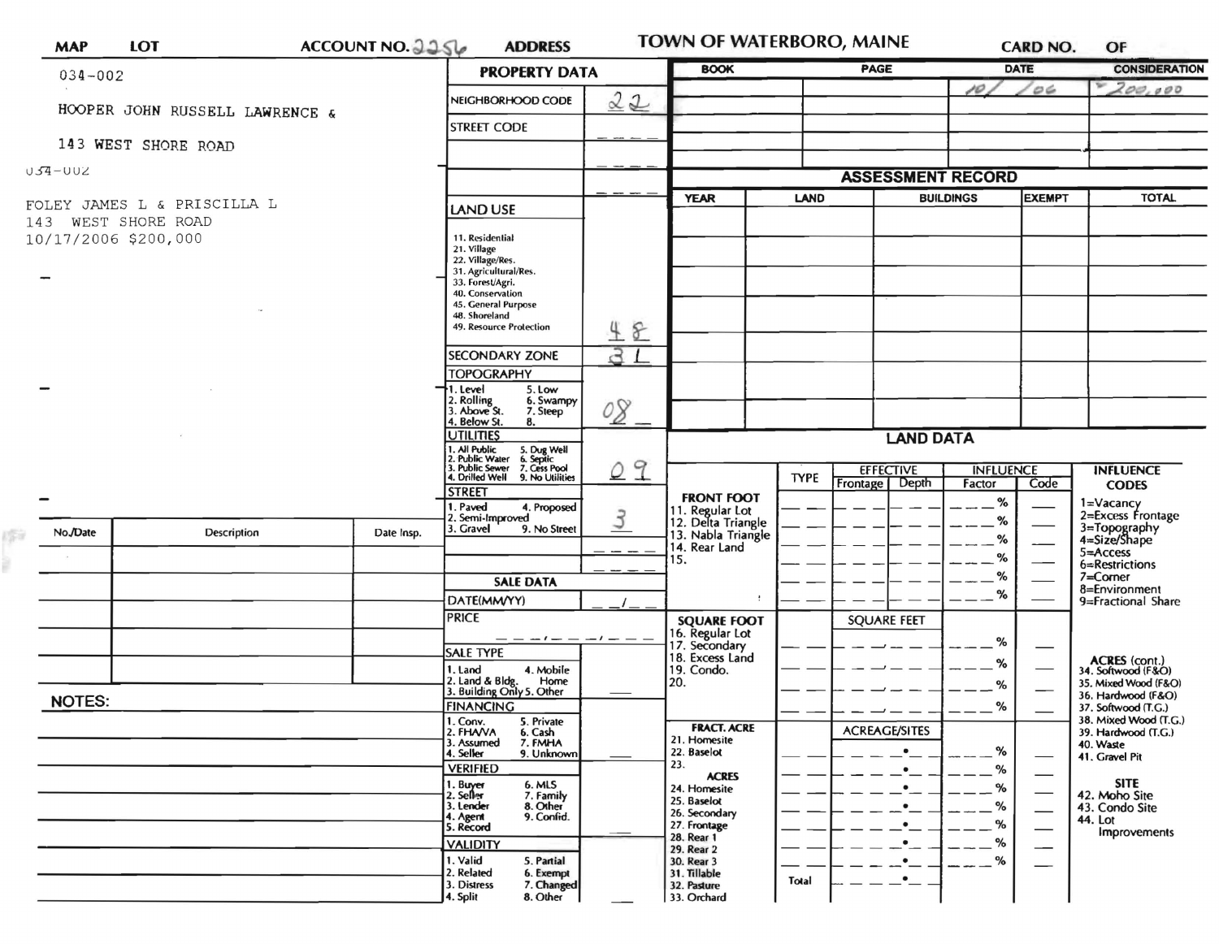| MAP | LOT | ACCOUNT NO. 2256 | ADDRESS | TOWN OF WATERBORO, MAINE | CARD NO. | OF |
|---|---|---|---|---|---|---|

034-002

HOOPER JOHN RUSSELL LAWRENCE &

143 WEST SHORE ROAD

034-002

FOLEY JAMES L & PRISCILLA L
143 WEST SHORE ROAD
10/17/2006 $200,000

## PROPERTY DATA

| Field | Value |
|---|---|
| NEIGHBORHOOD CODE | 22 |
| STREET CODE | |
| LAND USE (11. Residential, 21. Village, 22. Village/Res., 31. Agricultural/Res., 33. Forest/Agri., 40. Conservation, 45. General Purpose, 48. Shoreland, 49. Resource Protection) | 48 |
| SECONDARY ZONE | 31 |
| TOPOGRAPHY (1. Level, 2. Rolling, 3. Above St., 4. Below St., 5. Low, 6. Swampy, 7. Steep, 8.) | 08 |
| UTILITIES (1. All Public, 2. Public Water, 3. Public Sewer, 4. Drilled Well, 5. Dug Well, 6. Septic, 7. Cess Pool, 9. No Utilities) | 09 |
| STREET (1. Paved, 2. Semi-Improved, 3. Gravel, 4. Proposed, 9. No Street) | 3 |

## SALE DATA

| Field | Value |
|---|---|
| DATE(MM/YY) | |
| PRICE | |
| SALE TYPE (1. Land, 2. Land & Bldg., 3. Building Only, 4. Mobile Home, 5. Other) | |
| FINANCING (1. Conv., 2. FHA/VA, 3. Assumed, 4. Seller, 5. Private, 6. Cash, 7. FMHA, 9. Unknown) | |
| VERIFIED (1. Buyer, 2. Seller, 3. Lender, 4. Agent, 5. Record, 6. MLS, 7. Family, 8. Other, 9. Confid.) | |
| VALIDITY (1. Valid, 2. Related, 3. Distress, 4. Split, 5. Partial, 6. Exempt, 7. Changed, 8. Other) | |

| BOOK | PAGE | DATE | CONSIDERATION |
|---|---|---|---|
| | | 10/06 | 200,000 |

## ASSESSMENT RECORD

| YEAR | LAND | BUILDINGS | EXEMPT | TOTAL |
|---|---|---|---|---|
| | | | | |

## LAND DATA

| | TYPE | EFFECTIVE Frontage | EFFECTIVE Depth | INFLUENCE Factor | INFLUENCE Code |
|---|---|---|---|---|---|
| **FRONT FOOT** 11. Regular Lot, 12. Delta Triangle, 13. Nabla Triangle, 14. Rear Land, 15. | | | | % | |
| **SQUARE FOOT** 16. Regular Lot, 17. Secondary, 18. Excess Land, 19. Condo., 20. | | SQUARE FEET | | % | |
| **FRACT. ACRE** 21. Homesite, 22. Baselot, 23. **ACRES** 24. Homesite, 25. Baselot, 26. Secondary, 27. Frontage, 28. Rear 1, 29. Rear 2, 30. Rear 3, 31. Tillable, 32. Pasture, 33. Orchard | | ACREAGE/SITES | | % | |
| | Total | | | | |

**INFLUENCE CODES**
1=Vacancy
2=Excess Frontage
3=Topography
4=Size/Shape
5=Access
6=Restrictions
7=Corner
8=Environment
9=Fractional Share

**ACRES (cont.)**
34. Softwood (F&O)
35. Mixed Wood (F&O)
36. Hardwood (F&O)
37. Softwood (T.G.)
38. Mixed Wood (T.G.)
39. Hardwood (T.G.)
40. Waste
41. Gravel Pit

**SITE**
42. Moho Site
43. Condo Site
44. Lot Improvements

| No./Date | Description | Date Insp. |
|---|---|---|
| | | |

**NOTES:**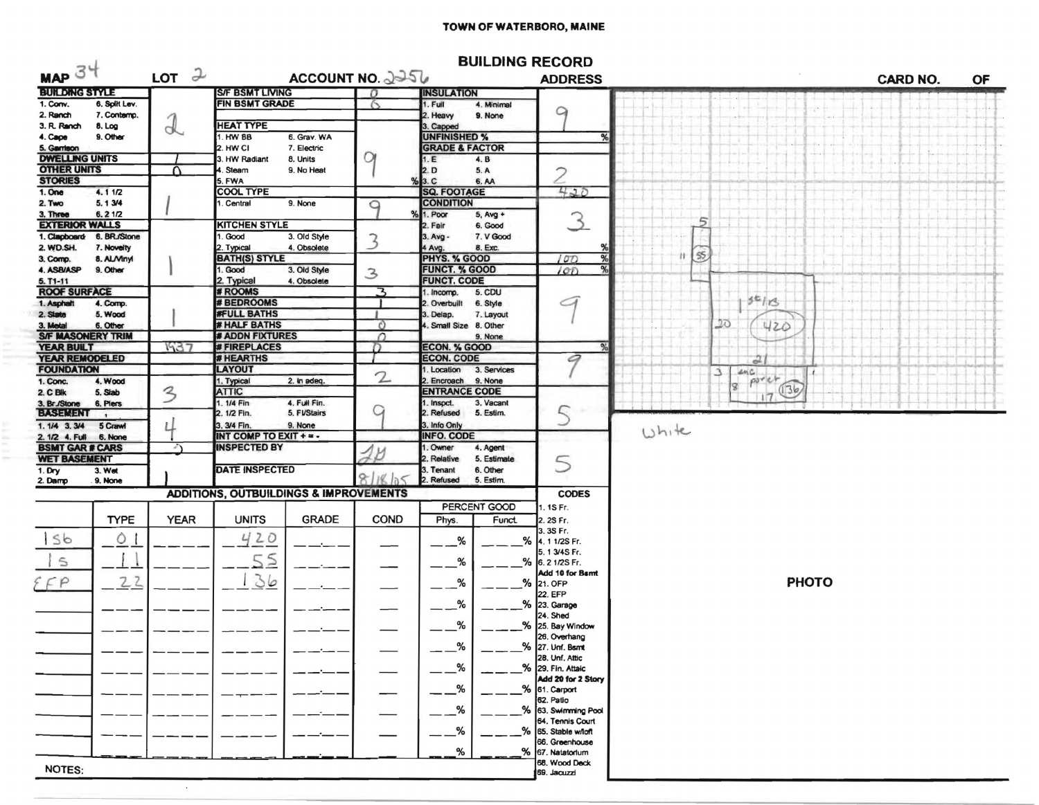**TOWN OF WATERBORO, MAINE**

## BUILDING RECORD

MAP 34 | LOT 2 | ACCOUNT NO. 2256 | ADDRESS | CARD NO. OF

| | | | | | |
|---|---|---|---|---|---|
| **BUILDING STYLE** 1. Conv. 2. Ranch 3. R. Ranch 4. Cape 5. Garrison 6. Split Lev. 7. Contemp. 8. Log 9. Other | 2 | **S/F BSMT LIVING** | 0 | **INSULATION** 1. Full 2. Heavy 3. Capped 4. Minimal 9. None | 9 |
| **DWELLING UNITS** | 1 | **FIN BSMT GRADE** | 0 | **UNFINISHED %** | % |
| **OTHER UNITS** | 0 | **HEAT TYPE** 1. HW BB 2. HW CI 3. HW Radiant 4. Steam 5. FWA 6. Grav. WA 7. Electric 8. Units 9. No Heat | 9 | **GRADE & FACTOR** 1. E 2. D 3. C 4. B 5. A 6. AA | 2 |
| **STORIES** 1. One 2. Two 3. Three 4. 1 1/2 5. 1 3/4 6. 2 1/2 | 1 | **COOL TYPE** 1. Central 9. None | 9 | **SQ. FOOTAGE** | 420 |
| **EXTERIOR WALLS** 1. Clapboard 2. WD.SH. 3. Comp. 4. ASB/ASP 5. T1-11 6. BR./Stone 7. Novelty 8. AL/Vinyl 9. Other | 1 | **KITCHEN STYLE** 1. Good 2. Typical 3. Old Style 4. Obsolete | 3 | **CONDITION** 1. Poor 2. Fair 3. Avg - 4. Avg. 5. Avg + 6. Good 7. V Good 8. Exc. | 3 |
| | | **BATH(S) STYLE** 1. Good 2. Typical 3. Old Style 4. Obsolete | 3 | **PHYS. % GOOD** | 100 % |
| **ROOF SURFACE** 1. Asphalt 2. Slate 3. Metal 4. Comp. 5. Wood 6. Other | 1 | **# ROOMS** | 3 | **FUNCT. % GOOD** | 100 % |
| | | **# BEDROOMS** | 1 | **FUNCT. CODE** 1. Incomp. 2. Overbuilt 3. Delap. 4. Small Size 5. CDU 6. Style 7. Layout 8. Other 9. None | 9 |
| | | **#FULL BATHS** | 1 | | |
| **S/F MASONERY TRIM** | | **# HALF BATHS** | 0 | | |
| **YEAR BUILT** | 1937 | **# ADDN FIXTURES** | 0 | | |
| **YEAR REMODELED** | | **# FIREPLACES** | 0 | **ECON. % GOOD** | % |
| **FOUNDATION** 1. Conc. 2. C Blk 3. Br./Stone 4. Wood 5. Slab 6. Piers | 3 | **# HEARTHS** | 0 | **ECON. CODE** 1. Location 2. Encroach 3. Services 9. None | 9 |
| **BASEMENT** 1. 1/4 2. 1/2 3. 3/4 4. Full 5. Crawl 6. None | 4 | **LAYOUT** 1. Typical 2. In adeq. | 2 | **ENTRANCE CODE** 1. Inspct. 2. Refused 3. Info Only 4. Vacant 5. Estim. | 5 |
| **BSMT GAR # CARS** | 0 | **ATTIC** 1. 1/4 Fin 2. 1/2 Fin. 3. 3/4 Fin. 4. Full Fin. 5. Fl/Stairs 9. None | 9 | **INFO. CODE** 1. Owner 2. Relative 3. Tenant 4. Agent 5. Estimate 6. Other | 5 |
| **WET BASEMENT** 1. Dry 2. Damp 3. Wet 9. None | 1 | **INT COMP TO EXIT + = -** | | | |
| | | **INSPECTED BY** | JD | | |
| | | **DATE INSPECTED** | 8/18/05 | | |

Sketch labels: 5, 11, 55, 1sf/B, 20, 420, 21, 3, enc porch, 8, 17, 136

White

### ADDITIONS, OUTBUILDINGS & IMPROVEMENTS

| | TYPE | YEAR | UNITS | GRADE | COND | PERCENT GOOD Phys. | PERCENT GOOD Funct. |
|---|---|---|---|---|---|---|---|
| 1sb | 01 | | 420 | | | % | % |
| 1s | 11 | | 55 | | | % | % |
| EFP | 22 | | 136 | | | % | % |
| | | | | | | % | % |
| | | | | | | % | % |
| | | | | | | % | % |
| | | | | | | % | % |
| | | | | | | % | % |
| | | | | | | % | % |
| | | | | | | % | % |
| | | | | | | % | % |

**CODES**
1. 1S Fr.
2. 2S Fr.
3. 3S Fr.
4. 1 1/2S Fr.
5. 1 3/4S Fr.
6. 2 1/2S Fr.

**Add 10 for Bsmt**

21. OFP
22. EFP
23. Garage
24. Shed
25. Bay Window
26. Overhang
27. Unf. Bsmt
28. Unf. Attic
29. Fin. Attaic

**Add 20 for 2 Story**

61. Carport
62. Patio
63. Swimming Pool
64. Tennis Court
65. Stable w/loft
66. Greenhouse
67. Natatorium
68. Wood Deck
69. Jacuzzi

**PHOTO**

NOTES: